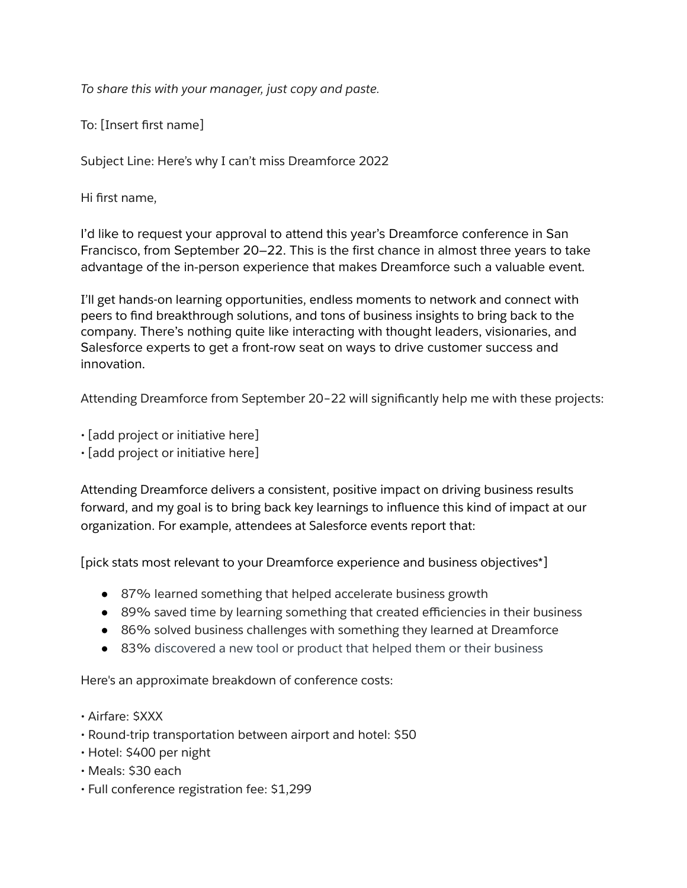*To share this with your manager, just copy and paste.*

To: [Insert first name]

Subject Line: Here's why I can't miss Dreamforce 2022

Hi first name,

I'd like to request your approval to attend this year's Dreamforce conference in San Francisco, from September 20—22. This is the first chance in almost three years to take advantage of the in-person experience that makes Dreamforce such a valuable event.

I'll get hands-on learning opportunities, endless moments to network and connect with peers to find breakthrough solutions, and tons of business insights to bring back to the company. There's nothing quite like interacting with thought leaders, visionaries, and Salesforce experts to get a front-row seat on ways to drive customer success and innovation.

Attending Dreamforce from September 20–22 will significantly help me with these projects:

• [add project or initiative here]
• [add project or initiative here]

Attending Dreamforce delivers a consistent, positive impact on driving business results forward, and my goal is to bring back key learnings to influence this kind of impact at our organization. For example, attendees at Salesforce events report that:

[pick stats most relevant to your Dreamforce experience and business objectives*]

- 87% learned something that helped accelerate business growth
- 89% saved time by learning something that created efficiencies in their business
- 86% solved business challenges with something they learned at Dreamforce
- 83% discovered a new tool or product that helped them or their business

Here's an approximate breakdown of conference costs:

• Airfare: $XXX
• Round-trip transportation between airport and hotel: $50
• Hotel: $400 per night
• Meals: $30 each
• Full conference registration fee: $1,299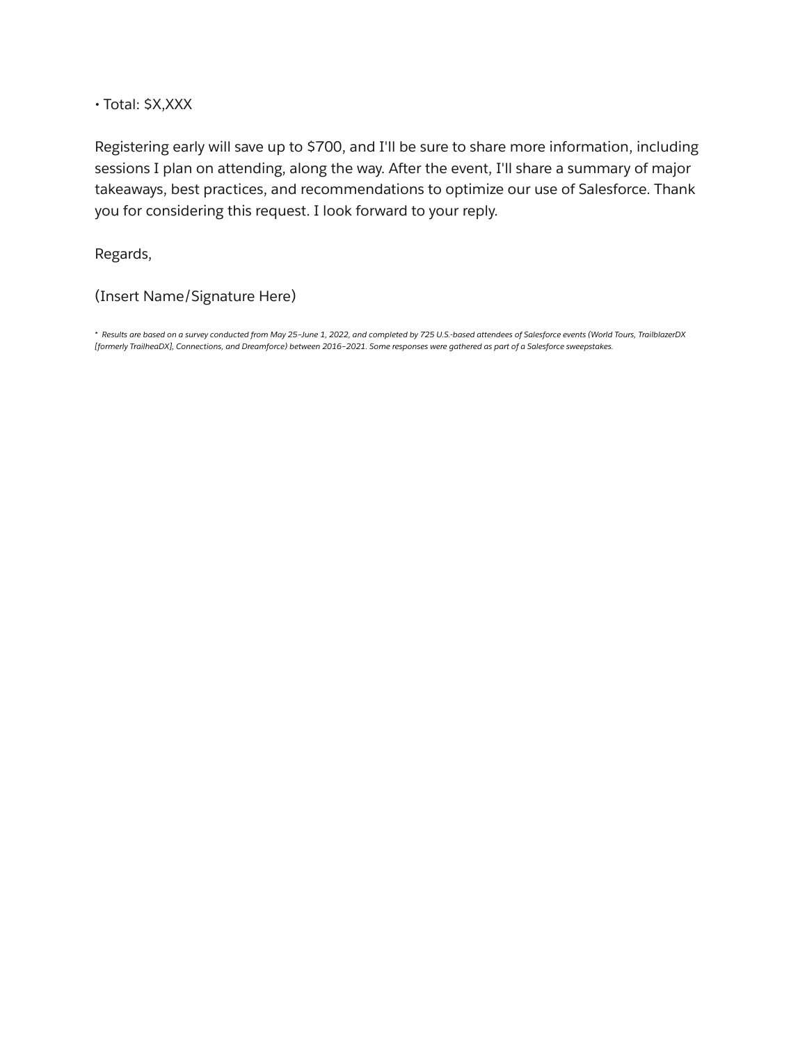• Total: $X,XXX

Registering early will save up to $700, and I'll be sure to share more information, including sessions I plan on attending, along the way. After the event, I'll share a summary of major takeaways, best practices, and recommendations to optimize our use of Salesforce. Thank you for considering this request. I look forward to your reply.

Regards,

(Insert Name/Signature Here)

*\* Results are based on a survey conducted from May 25–June 1, 2022, and completed by 725 U.S.-based attendees of Salesforce events (World Tours, TrailblazerDX [formerly TrailheaDX], Connections, and Dreamforce) between 2016–2021. Some responses were gathered as part of a Salesforce sweepstakes.*